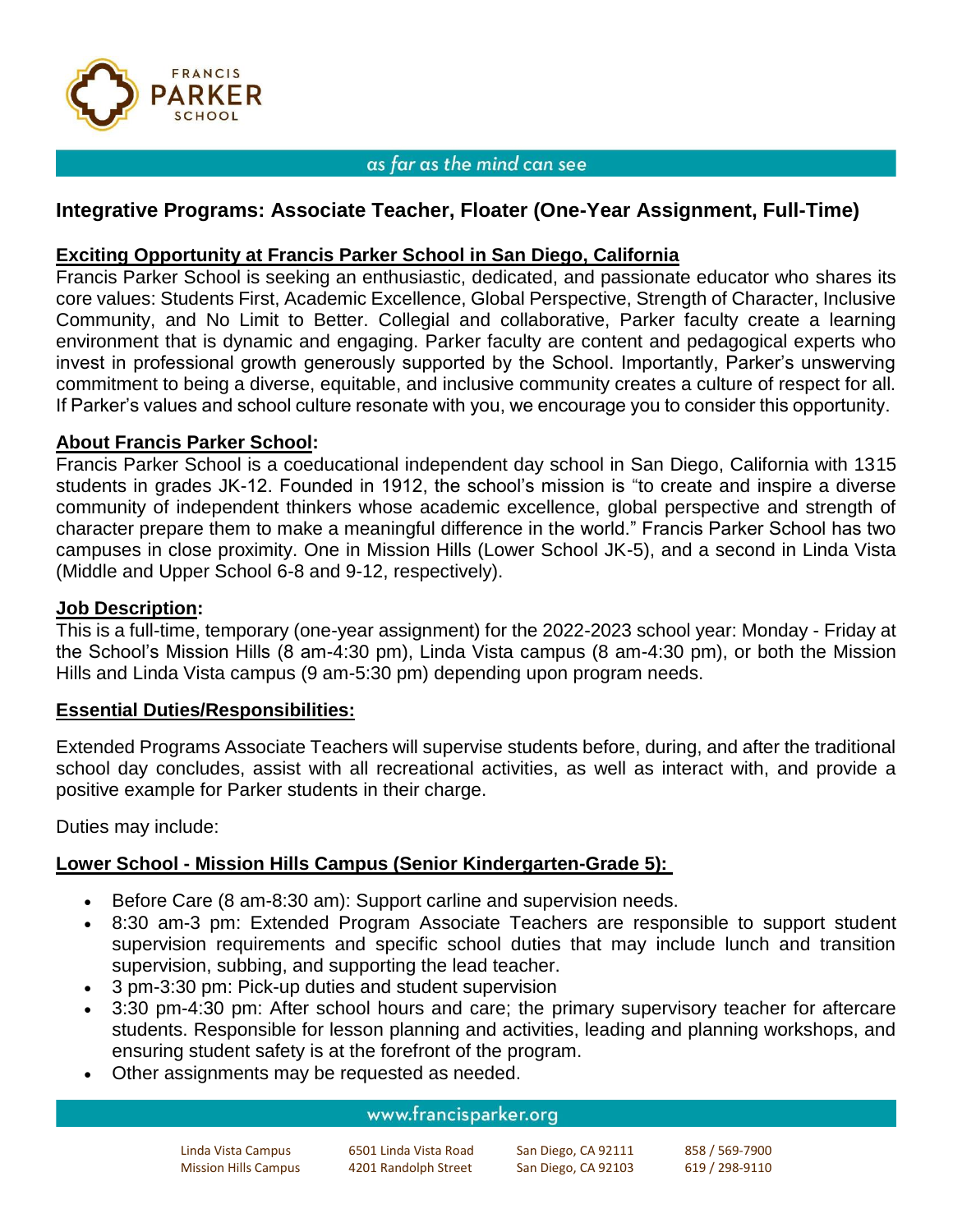# Integrative Programs: Associate Teacher, Floater (One-Year Assignment, Full-Time)

## Exciting Opportunity at Francis Parker School in San Diego, California

Francis Parker School is seeking an enthusiastic, dedicated, and passionate educator who shares its core values: Students First, Academic Excellence, Global Perspective, Strength of Character, Inclusive Community, and No Limit to Better. Collegial and collaborative, Parker faculty create a learning environment that is dynamic and engaging. Parker faculty are content and pedagogical experts who invest in professional growth generously supported by the School. Importantly, Parker's unswerving commitment to being a diverse, equitable, and inclusive community creates a culture of respect for all. If Parker's values and school culture resonate with you, we encourage you to consider this opportunity.

## About Francis Parker School:

Francis Parker School is a coeducational independent day school in San Diego, California with 1315 students in grades JK-12. Founded in 1912, the school's mission is "to create and inspire a diverse community of independent thinkers whose academic excellence, global perspective and strength of character prepare them to make a meaningful difference in the world." Francis Parker School has two campuses in close proximity. One in Mission Hills (Lower School JK-5), and a second in Linda Vista (Middle and Upper School 6-8 and 9-12, respectively).

## Job Description:

This is a full-time, temporary (one-year assignment) for the 2022-2023 school year: Monday - Friday at the School's Mission Hills (8 am-4:30 pm), Linda Vista campus (8 am-4:30 pm), or both the Mission Hills and Linda Vista campus (9 am-5:30 pm) depending upon program needs.

## Essential Duties/Responsibilities:

Extended Programs Associate Teachers will supervise students before, during, and after the traditional school day concludes, assist with all recreational activities, as well as interact with, and provide a positive example for Parker students in their charge.

Duties may include:

### Lower School - Mission Hills Campus (Senior Kindergarten-Grade 5):

- Before Care (8 am-8:30 am): Support carline and supervision needs.
- 8:30 am-3 pm: Extended Program Associate Teachers are responsible to support student supervision requirements and specific school duties that may include lunch and transition supervision, subbing, and supporting the lead teacher.
- 3 pm-3:30 pm: Pick-up duties and student supervision
- 3:30 pm-4:30 pm: After school hours and care; the primary supervisory teacher for aftercare students. Responsible for lesson planning and activities, leading and planning workshops, and ensuring student safety is at the forefront of the program.
- Other assignments may be requested as needed.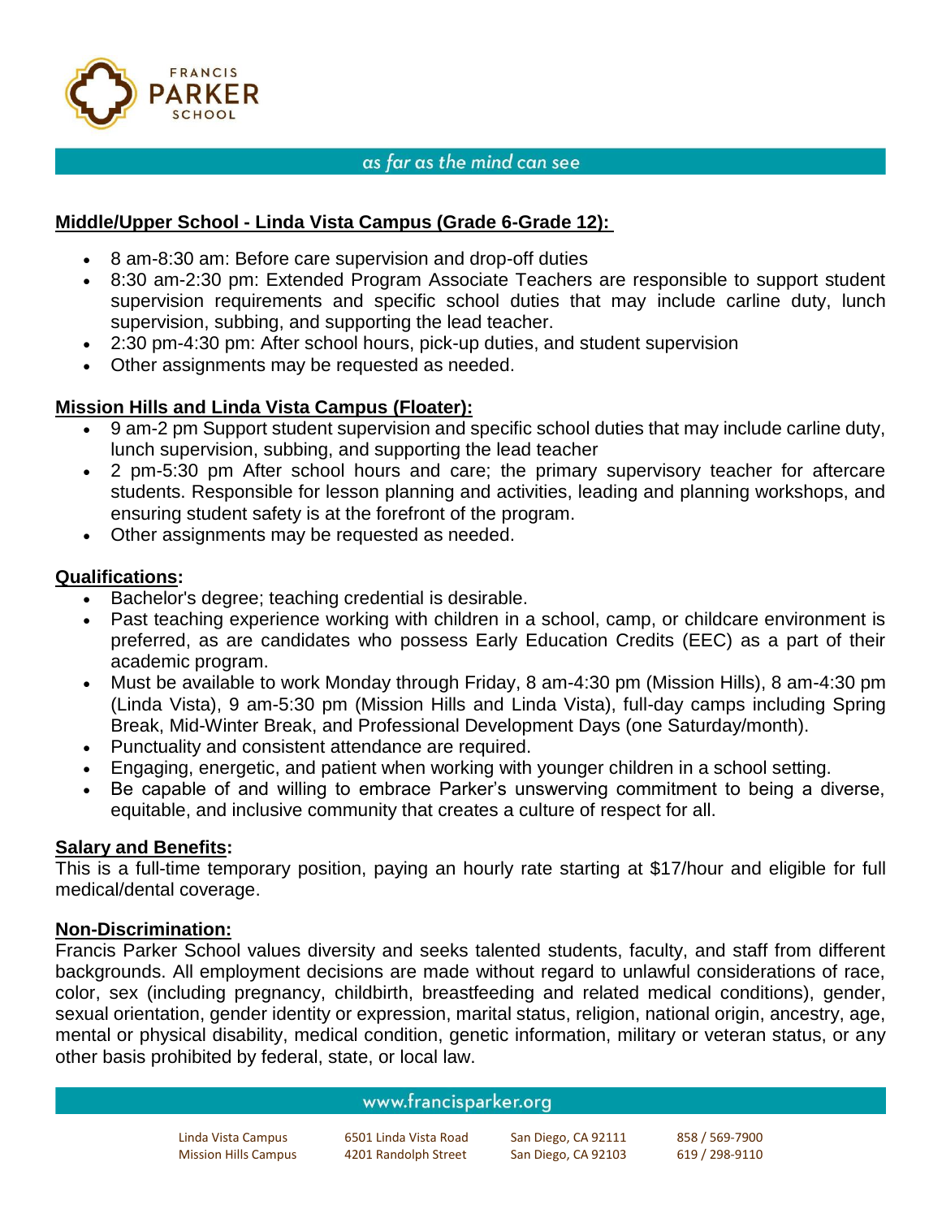## Middle/Upper School - Linda Vista Campus (Grade 6-Grade 12):

- 8 am-8:30 am: Before care supervision and drop-off duties
- 8:30 am-2:30 pm: Extended Program Associate Teachers are responsible to support student supervision requirements and specific school duties that may include carline duty, lunch supervision, subbing, and supporting the lead teacher.
- 2:30 pm-4:30 pm: After school hours, pick-up duties, and student supervision
- Other assignments may be requested as needed.

## Mission Hills and Linda Vista Campus (Floater):

- 9 am-2 pm Support student supervision and specific school duties that may include carline duty, lunch supervision, subbing, and supporting the lead teacher
- 2 pm-5:30 pm After school hours and care; the primary supervisory teacher for aftercare students. Responsible for lesson planning and activities, leading and planning workshops, and ensuring student safety is at the forefront of the program.
- Other assignments may be requested as needed.

## Qualifications:

- Bachelor's degree; teaching credential is desirable.
- Past teaching experience working with children in a school, camp, or childcare environment is preferred, as are candidates who possess Early Education Credits (EEC) as a part of their academic program.
- Must be available to work Monday through Friday, 8 am-4:30 pm (Mission Hills), 8 am-4:30 pm (Linda Vista), 9 am-5:30 pm (Mission Hills and Linda Vista), full-day camps including Spring Break, Mid-Winter Break, and Professional Development Days (one Saturday/month).
- Punctuality and consistent attendance are required.
- Engaging, energetic, and patient when working with younger children in a school setting.
- Be capable of and willing to embrace Parker's unswerving commitment to being a diverse, equitable, and inclusive community that creates a culture of respect for all.

## Salary and Benefits:

This is a full-time temporary position, paying an hourly rate starting at $17/hour and eligible for full medical/dental coverage.

## Non-Discrimination:

Francis Parker School values diversity and seeks talented students, faculty, and staff from different backgrounds. All employment decisions are made without regard to unlawful considerations of race, color, sex (including pregnancy, childbirth, breastfeeding and related medical conditions), gender, sexual orientation, gender identity or expression, marital status, religion, national origin, ancestry, age, mental or physical disability, medical condition, genetic information, military or veteran status, or any other basis prohibited by federal, state, or local law.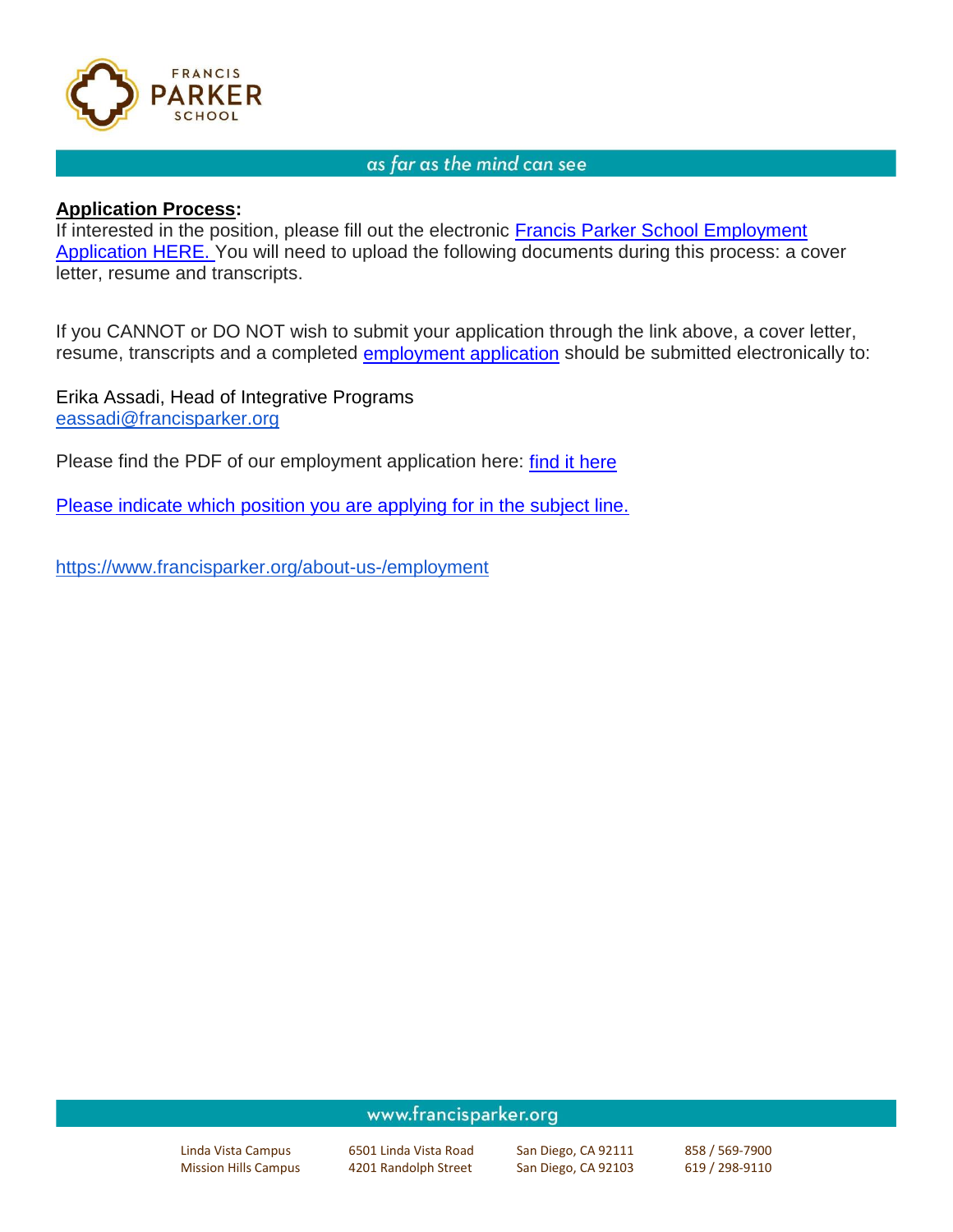**Application Process:**

If interested in the position, please fill out the electronic Francis Parker School Employment Application HERE. You will need to upload the following documents during this process: a cover letter, resume and transcripts.

If you CANNOT or DO NOT wish to submit your application through the link above, a cover letter, resume, transcripts and a completed employment application should be submitted electronically to:

Erika Assadi, Head of Integrative Programs
eassadi@francisparker.org

Please find the PDF of our employment application here: find it here

Please indicate which position you are applying for in the subject line.

https://www.francisparker.org/about-us-/employment